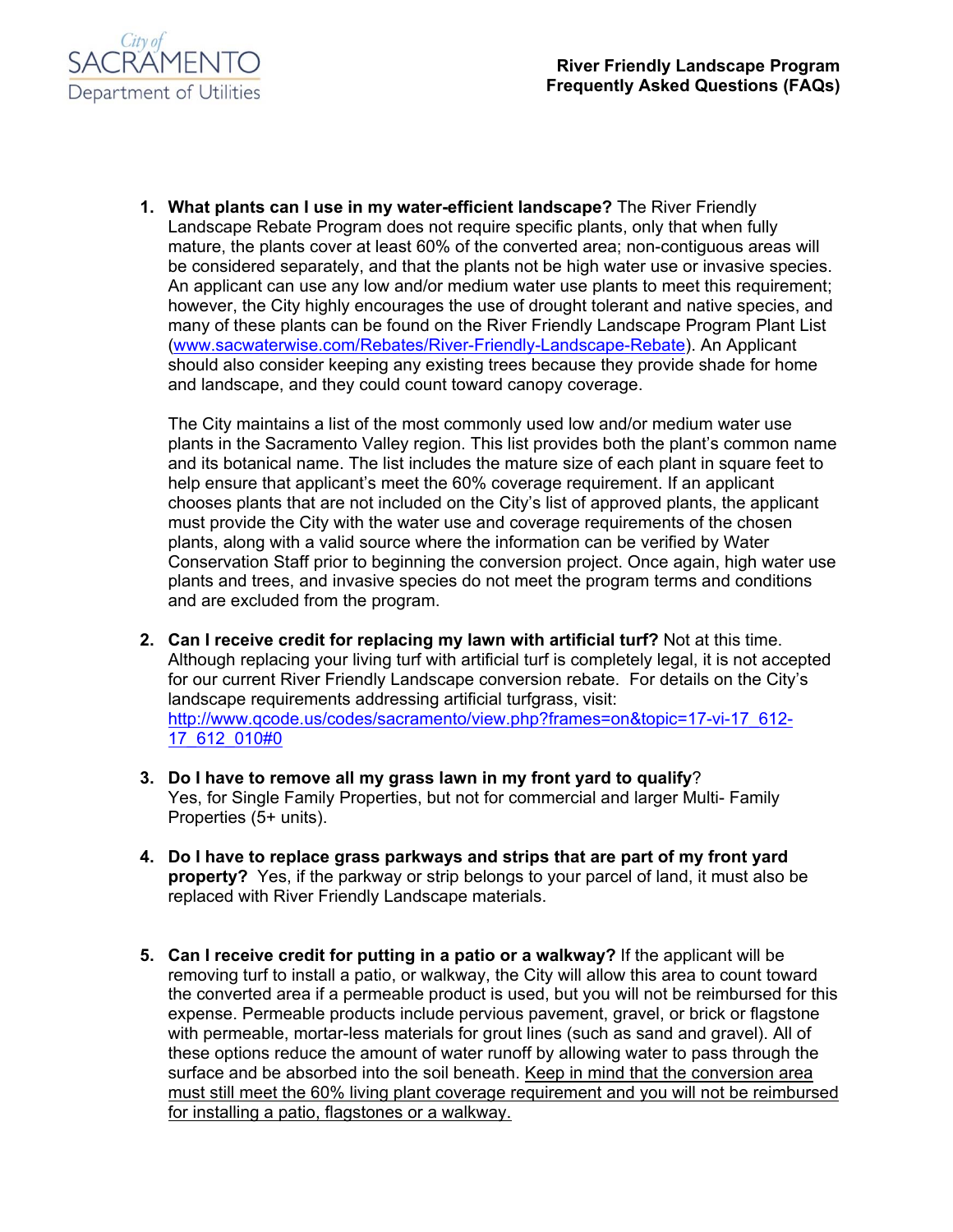City of SACRAMENTO Department of Utilities

**River Friendly Landscape Program**
**Frequently Asked Questions (FAQs)**

1. **What plants can I use in my water-efficient landscape?** The River Friendly Landscape Rebate Program does not require specific plants, only that when fully mature, the plants cover at least 60% of the converted area; non-contiguous areas will be considered separately, and that the plants not be high water use or invasive species. An applicant can use any low and/or medium water use plants to meet this requirement; however, the City highly encourages the use of drought tolerant and native species, and many of these plants can be found on the River Friendly Landscape Program Plant List (www.sacwaterwise.com/Rebates/River-Friendly-Landscape-Rebate). An Applicant should also consider keeping any existing trees because they provide shade for home and landscape, and they could count toward canopy coverage.

   The City maintains a list of the most commonly used low and/or medium water use plants in the Sacramento Valley region. This list provides both the plant's common name and its botanical name. The list includes the mature size of each plant in square feet to help ensure that applicant's meet the 60% coverage requirement. If an applicant chooses plants that are not included on the City's list of approved plants, the applicant must provide the City with the water use and coverage requirements of the chosen plants, along with a valid source where the information can be verified by Water Conservation Staff prior to beginning the conversion project. Once again, high water use plants and trees, and invasive species do not meet the program terms and conditions and are excluded from the program.

2. **Can I receive credit for replacing my lawn with artificial turf?** Not at this time. Although replacing your living turf with artificial turf is completely legal, it is not accepted for our current River Friendly Landscape conversion rebate. For details on the City's landscape requirements addressing artificial turfgrass, visit: http://www.qcode.us/codes/sacramento/view.php?frames=on&topic=17-vi-17_612-17_612_010#0

3. **Do I have to remove all my grass lawn in my front yard to qualify**?
   Yes, for Single Family Properties, but not for commercial and larger Multi- Family Properties (5+ units).

4. **Do I have to replace grass parkways and strips that are part of my front yard property?** Yes, if the parkway or strip belongs to your parcel of land, it must also be replaced with River Friendly Landscape materials.

5. **Can I receive credit for putting in a patio or a walkway?** If the applicant will be removing turf to install a patio, or walkway, the City will allow this area to count toward the converted area if a permeable product is used, but you will not be reimbursed for this expense. Permeable products include pervious pavement, gravel, or brick or flagstone with permeable, mortar-less materials for grout lines (such as sand and gravel). All of these options reduce the amount of water runoff by allowing water to pass through the surface and be absorbed into the soil beneath. <u>Keep in mind that the conversion area must still meet the 60% living plant coverage requirement and you will not be reimbursed for installing a patio, flagstones or a walkway.</u>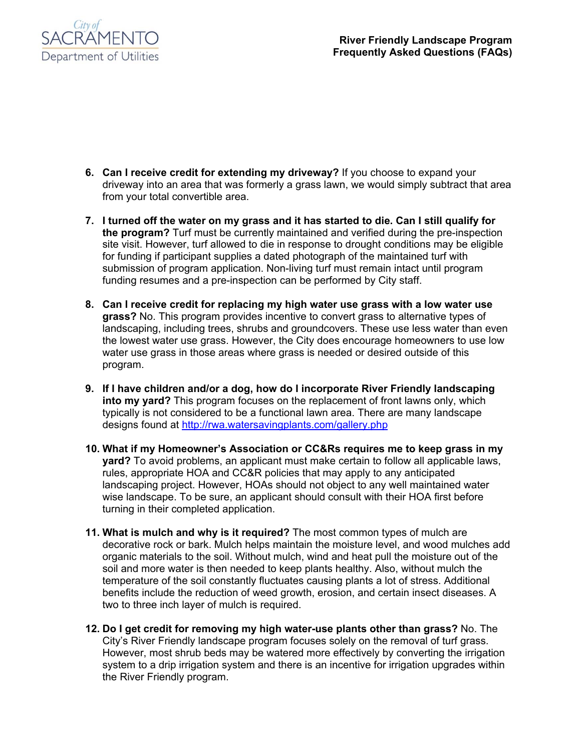6. **Can I receive credit for extending my driveway?** If you choose to expand your driveway into an area that was formerly a grass lawn, we would simply subtract that area from your total convertible area.

7. **I turned off the water on my grass and it has started to die. Can I still qualify for the program?** Turf must be currently maintained and verified during the pre-inspection site visit. However, turf allowed to die in response to drought conditions may be eligible for funding if participant supplies a dated photograph of the maintained turf with submission of program application. Non-living turf must remain intact until program funding resumes and a pre-inspection can be performed by City staff.

8. **Can I receive credit for replacing my high water use grass with a low water use grass?** No. This program provides incentive to convert grass to alternative types of landscaping, including trees, shrubs and groundcovers. These use less water than even the lowest water use grass. However, the City does encourage homeowners to use low water use grass in those areas where grass is needed or desired outside of this program.

9. **If I have children and/or a dog, how do I incorporate River Friendly landscaping into my yard?** This program focuses on the replacement of front lawns only, which typically is not considered to be a functional lawn area. There are many landscape designs found at http://rwa.watersavingplants.com/gallery.php

10. **What if my Homeowner's Association or CC&Rs requires me to keep grass in my yard?** To avoid problems, an applicant must make certain to follow all applicable laws, rules, appropriate HOA and CC&R policies that may apply to any anticipated landscaping project. However, HOAs should not object to any well maintained water wise landscape. To be sure, an applicant should consult with their HOA first before turning in their completed application.

11. **What is mulch and why is it required?** The most common types of mulch are decorative rock or bark. Mulch helps maintain the moisture level, and wood mulches add organic materials to the soil. Without mulch, wind and heat pull the moisture out of the soil and more water is then needed to keep plants healthy. Also, without mulch the temperature of the soil constantly fluctuates causing plants a lot of stress. Additional benefits include the reduction of weed growth, erosion, and certain insect diseases. A two to three inch layer of mulch is required.

12. **Do I get credit for removing my high water-use plants other than grass?** No. The City's River Friendly landscape program focuses solely on the removal of turf grass. However, most shrub beds may be watered more effectively by converting the irrigation system to a drip irrigation system and there is an incentive for irrigation upgrades within the River Friendly program.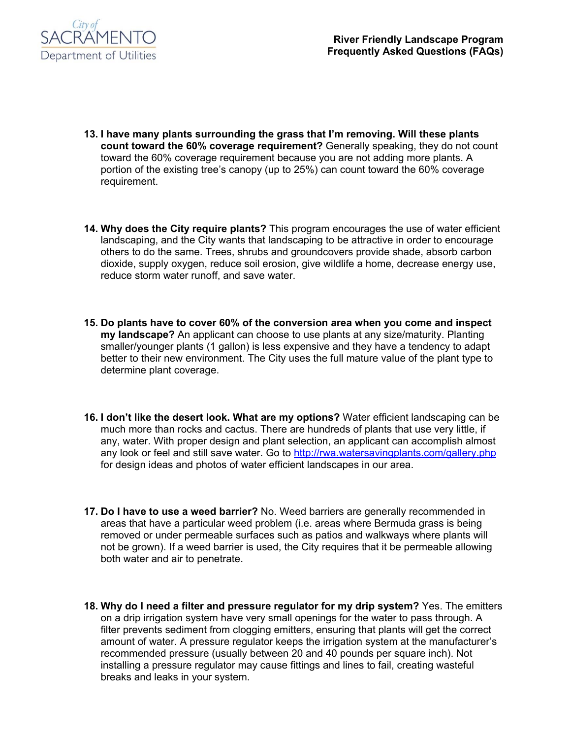13. **I have many plants surrounding the grass that I'm removing. Will these plants count toward the 60% coverage requirement?** Generally speaking, they do not count toward the 60% coverage requirement because you are not adding more plants. A portion of the existing tree's canopy (up to 25%) can count toward the 60% coverage requirement.

14. **Why does the City require plants?** This program encourages the use of water efficient landscaping, and the City wants that landscaping to be attractive in order to encourage others to do the same. Trees, shrubs and groundcovers provide shade, absorb carbon dioxide, supply oxygen, reduce soil erosion, give wildlife a home, decrease energy use, reduce storm water runoff, and save water.

15. **Do plants have to cover 60% of the conversion area when you come and inspect my landscape?** An applicant can choose to use plants at any size/maturity. Planting smaller/younger plants (1 gallon) is less expensive and they have a tendency to adapt better to their new environment. The City uses the full mature value of the plant type to determine plant coverage.

16. **I don't like the desert look. What are my options?** Water efficient landscaping can be much more than rocks and cactus. There are hundreds of plants that use very little, if any, water. With proper design and plant selection, an applicant can accomplish almost any look or feel and still save water. Go to http://rwa.watersavingplants.com/gallery.php for design ideas and photos of water efficient landscapes in our area.

17. **Do I have to use a weed barrier?** No. Weed barriers are generally recommended in areas that have a particular weed problem (i.e. areas where Bermuda grass is being removed or under permeable surfaces such as patios and walkways where plants will not be grown). If a weed barrier is used, the City requires that it be permeable allowing both water and air to penetrate.

18. **Why do I need a filter and pressure regulator for my drip system?** Yes. The emitters on a drip irrigation system have very small openings for the water to pass through. A filter prevents sediment from clogging emitters, ensuring that plants will get the correct amount of water. A pressure regulator keeps the irrigation system at the manufacturer's recommended pressure (usually between 20 and 40 pounds per square inch). Not installing a pressure regulator may cause fittings and lines to fail, creating wasteful breaks and leaks in your system.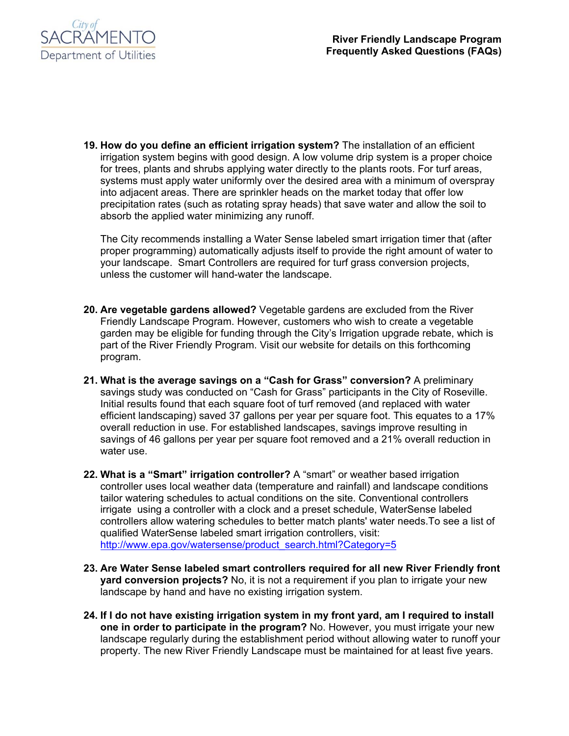19. **How do you define an efficient irrigation system?** The installation of an efficient irrigation system begins with good design. A low volume drip system is a proper choice for trees, plants and shrubs applying water directly to the plants roots. For turf areas, systems must apply water uniformly over the desired area with a minimum of overspray into adjacent areas. There are sprinkler heads on the market today that offer low precipitation rates (such as rotating spray heads) that save water and allow the soil to absorb the applied water minimizing any runoff.

    The City recommends installing a Water Sense labeled smart irrigation timer that (after proper programming) automatically adjusts itself to provide the right amount of water to your landscape. Smart Controllers are required for turf grass conversion projects, unless the customer will hand-water the landscape.

20. **Are vegetable gardens allowed?** Vegetable gardens are excluded from the River Friendly Landscape Program. However, customers who wish to create a vegetable garden may be eligible for funding through the City's Irrigation upgrade rebate, which is part of the River Friendly Program. Visit our website for details on this forthcoming program.

21. **What is the average savings on a "Cash for Grass" conversion?** A preliminary savings study was conducted on "Cash for Grass" participants in the City of Roseville. Initial results found that each square foot of turf removed (and replaced with water efficient landscaping) saved 37 gallons per year per square foot. This equates to a 17% overall reduction in use. For established landscapes, savings improve resulting in savings of 46 gallons per year per square foot removed and a 21% overall reduction in water use.

22. **What is a "Smart" irrigation controller?** A "smart" or weather based irrigation controller uses local weather data (temperature and rainfall) and landscape conditions tailor watering schedules to actual conditions on the site. Conventional controllers irrigate using a controller with a clock and a preset schedule, WaterSense labeled controllers allow watering schedules to better match plants' water needs.To see a list of qualified WaterSense labeled smart irrigation controllers, visit: http://www.epa.gov/watersense/product_search.html?Category=5

23. **Are Water Sense labeled smart controllers required for all new River Friendly front yard conversion projects?** No, it is not a requirement if you plan to irrigate your new landscape by hand and have no existing irrigation system.

24. **If I do not have existing irrigation system in my front yard, am I required to install one in order to participate in the program?** No. However, you must irrigate your new landscape regularly during the establishment period without allowing water to runoff your property. The new River Friendly Landscape must be maintained for at least five years.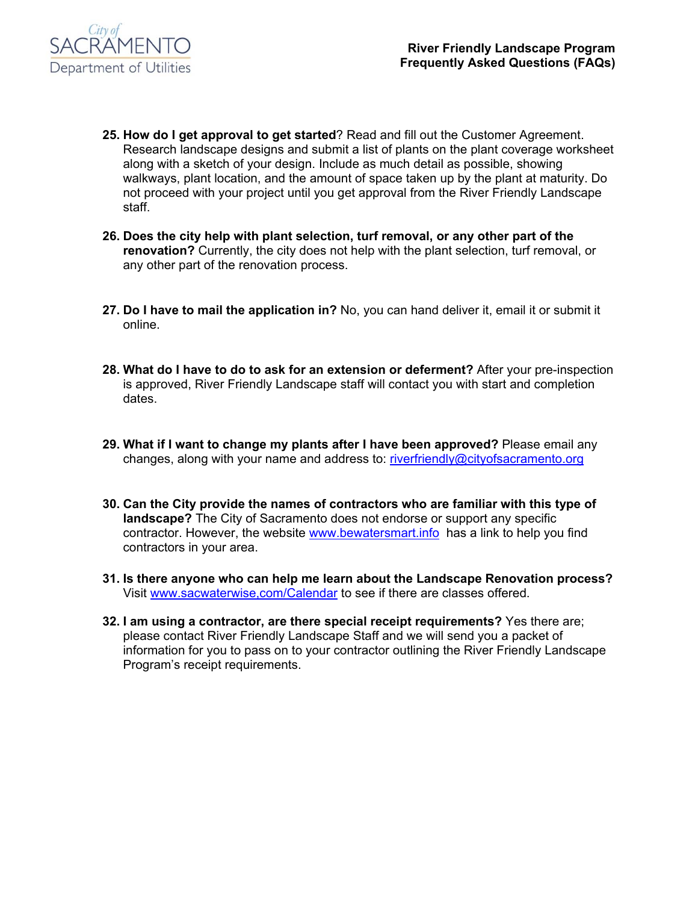25. **How do I get approval to get started**? Read and fill out the Customer Agreement. Research landscape designs and submit a list of plants on the plant coverage worksheet along with a sketch of your design. Include as much detail as possible, showing walkways, plant location, and the amount of space taken up by the plant at maturity. Do not proceed with your project until you get approval from the River Friendly Landscape staff.

26. **Does the city help with plant selection, turf removal, or any other part of the renovation?** Currently, the city does not help with the plant selection, turf removal, or any other part of the renovation process.

27. **Do I have to mail the application in?** No, you can hand deliver it, email it or submit it online.

28. **What do I have to do to ask for an extension or deferment?** After your pre-inspection is approved, River Friendly Landscape staff will contact you with start and completion dates.

29. **What if I want to change my plants after I have been approved?** Please email any changes, along with your name and address to: riverfriendly@cityofsacramento.org

30. **Can the City provide the names of contractors who are familiar with this type of landscape?** The City of Sacramento does not endorse or support any specific contractor. However, the website www.bewatersmart.info has a link to help you find contractors in your area.

31. **Is there anyone who can help me learn about the Landscape Renovation process?** Visit www.sacwaterwise,com/Calendar to see if there are classes offered.

32. **I am using a contractor, are there special receipt requirements?** Yes there are; please contact River Friendly Landscape Staff and we will send you a packet of information for you to pass on to your contractor outlining the River Friendly Landscape Program's receipt requirements.